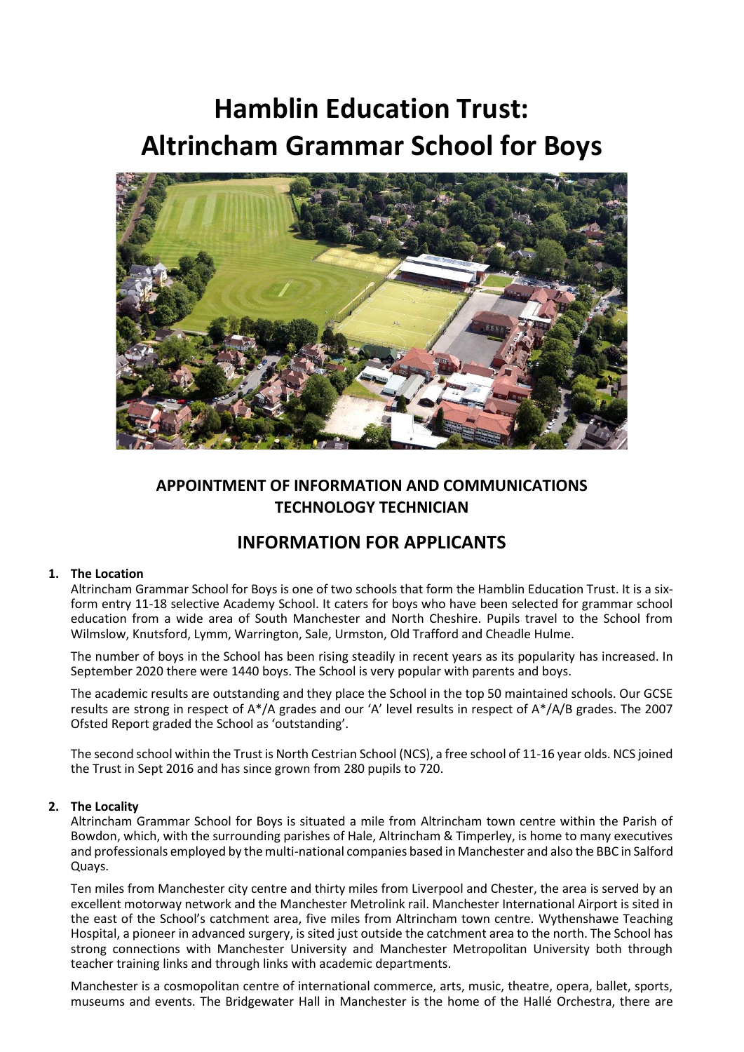# Hamblin Education Trust: Altrincham Grammar School for Boys

## APPOINTMENT OF INFORMATION AND COMMUNICATIONS TECHNOLOGY TECHNICIAN

## INFORMATION FOR APPLICANTS

### 1. The Location

Altrincham Grammar School for Boys is one of two schools that form the Hamblin Education Trust. It is a six-form entry 11-18 selective Academy School. It caters for boys who have been selected for grammar school education from a wide area of South Manchester and North Cheshire. Pupils travel to the School from Wilmslow, Knutsford, Lymm, Warrington, Sale, Urmston, Old Trafford and Cheadle Hulme.

The number of boys in the School has been rising steadily in recent years as its popularity has increased. In September 2020 there were 1440 boys. The School is very popular with parents and boys.

The academic results are outstanding and they place the School in the top 50 maintained schools. Our GCSE results are strong in respect of A*/A grades and our 'A' level results in respect of A*/A/B grades. The 2007 Ofsted Report graded the School as 'outstanding'.

The second school within the Trust is North Cestrian School (NCS), a free school of 11-16 year olds. NCS joined the Trust in Sept 2016 and has since grown from 280 pupils to 720.

### 2. The Locality

Altrincham Grammar School for Boys is situated a mile from Altrincham town centre within the Parish of Bowdon, which, with the surrounding parishes of Hale, Altrincham & Timperley, is home to many executives and professionals employed by the multi-national companies based in Manchester and also the BBC in Salford Quays.

Ten miles from Manchester city centre and thirty miles from Liverpool and Chester, the area is served by an excellent motorway network and the Manchester Metrolink rail. Manchester International Airport is sited in the east of the School's catchment area, five miles from Altrincham town centre. Wythenshawe Teaching Hospital, a pioneer in advanced surgery, is sited just outside the catchment area to the north. The School has strong connections with Manchester University and Manchester Metropolitan University both through teacher training links and through links with academic departments.

Manchester is a cosmopolitan centre of international commerce, arts, music, theatre, opera, ballet, sports, museums and events. The Bridgewater Hall in Manchester is the home of the Hallé Orchestra, there are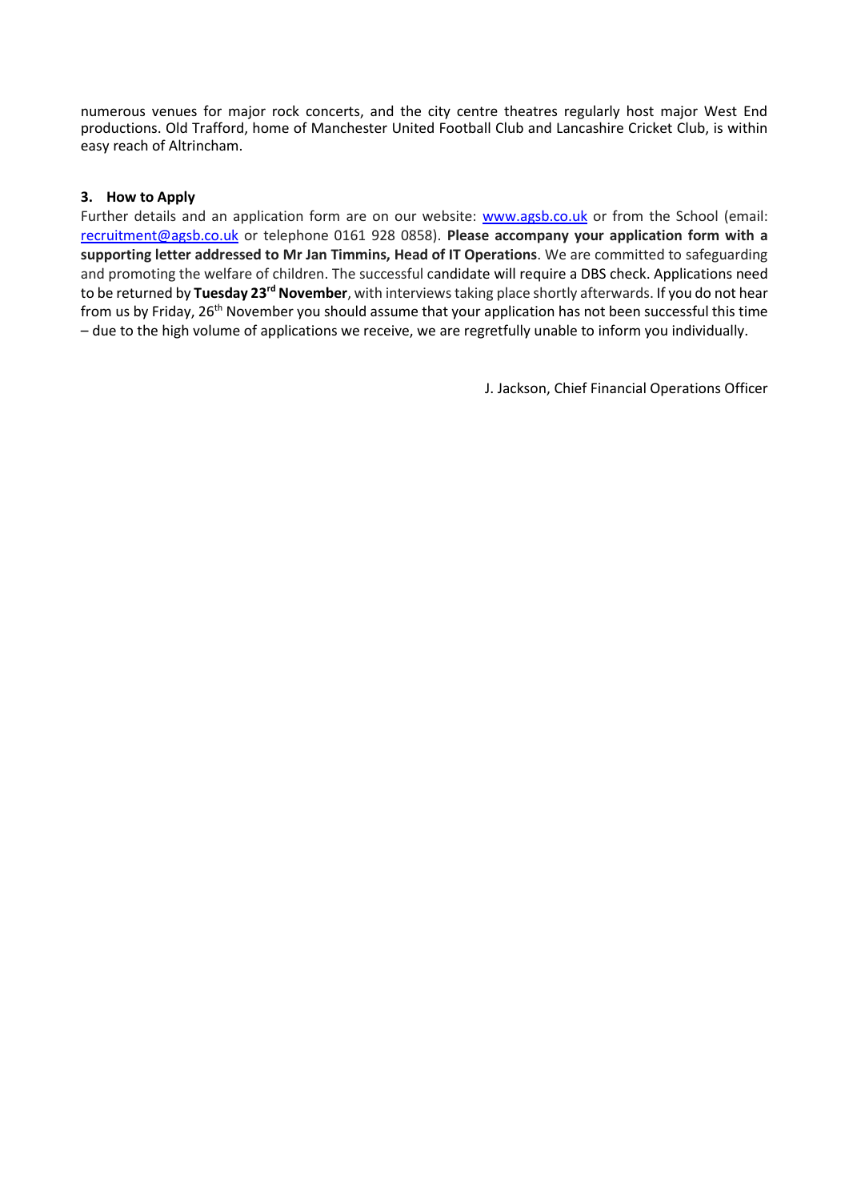numerous venues for major rock concerts, and the city centre theatres regularly host major West End productions. Old Trafford, home of Manchester United Football Club and Lancashire Cricket Club, is within easy reach of Altrincham.

### 3. How to Apply

Further details and an application form are on our website: [www.agsb.co.uk](www.agsb.co.uk) or from the School (email: [recruitment@agsb.co.uk](mailto:recruitment@agsb.co.uk) or telephone 0161 928 0858). **Please accompany your application form with a supporting letter addressed to Mr Jan Timmins, Head of IT Operations**. We are committed to safeguarding and promoting the welfare of children. The successful candidate will require a DBS check. Applications need to be returned by **Tuesday 23rd November**, with interviews taking place shortly afterwards. If you do not hear from us by Friday, 26th November you should assume that your application has not been successful this time – due to the high volume of applications we receive, we are regretfully unable to inform you individually.

J. Jackson, Chief Financial Operations Officer